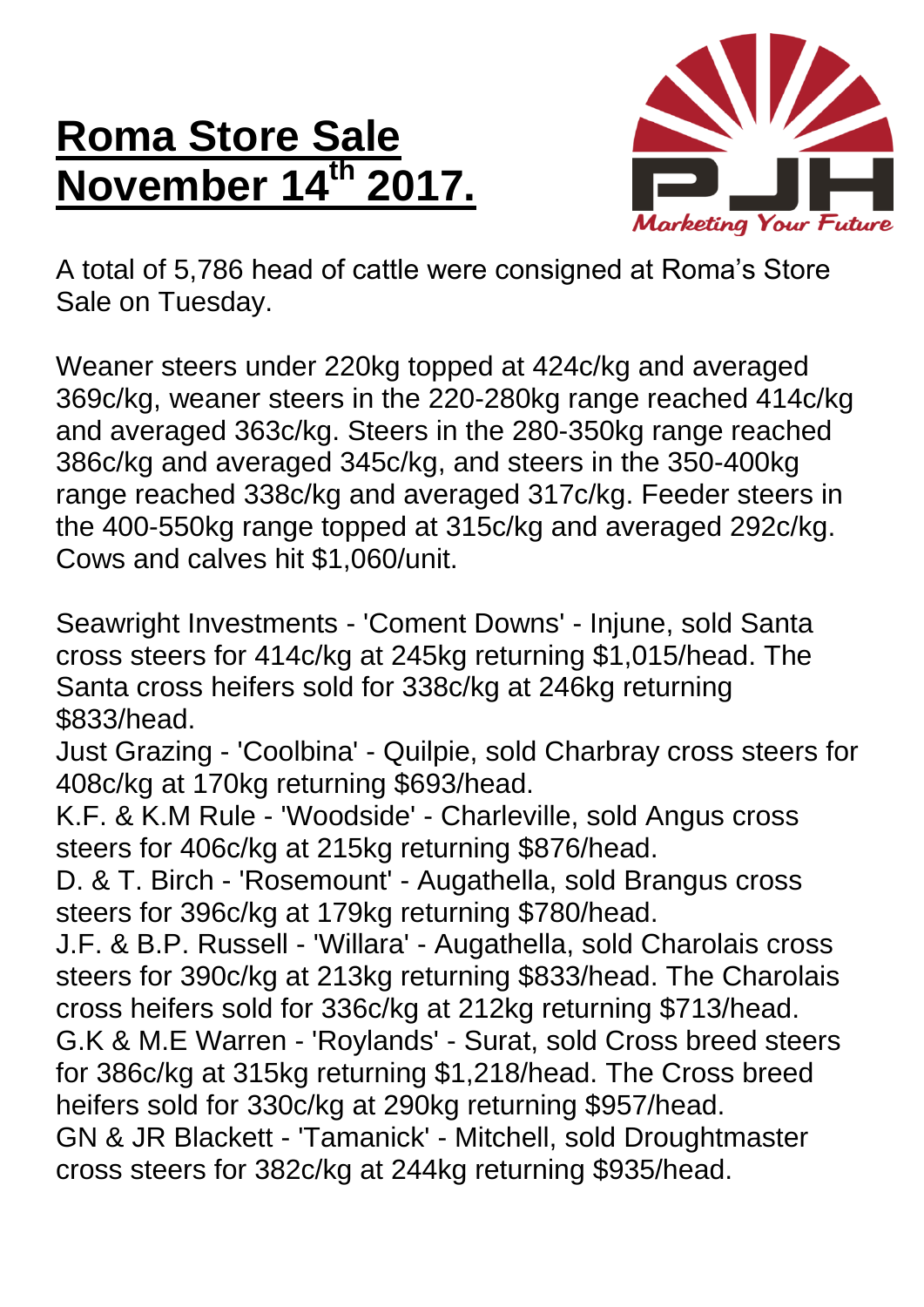# Roma Store Sale November 14th 2017.

PJH

*Marketing Your Future*

A total of 5,786 head of cattle were consigned at Roma's Store Sale on Tuesday.

Weaner steers under 220kg topped at 424c/kg and averaged 369c/kg, weaner steers in the 220-280kg range reached 414c/kg and averaged 363c/kg. Steers in the 280-350kg range reached 386c/kg and averaged 345c/kg, and steers in the 350-400kg range reached 338c/kg and averaged 317c/kg. Feeder steers in the 400-550kg range topped at 315c/kg and averaged 292c/kg. Cows and calves hit $1,060/unit.

Seawright Investments - 'Coment Downs' - Injune, sold Santa cross steers for 414c/kg at 245kg returning $1,015/head. The Santa cross heifers sold for 338c/kg at 246kg returning $833/head.
Just Grazing - 'Coolbina' - Quilpie, sold Charbray cross steers for 408c/kg at 170kg returning $693/head.
K.F. & K.M Rule - 'Woodside' - Charleville, sold Angus cross steers for 406c/kg at 215kg returning $876/head.
D. & T. Birch - 'Rosemount' - Augathella, sold Brangus cross steers for 396c/kg at 179kg returning $780/head.
J.F. & B.P. Russell - 'Willara' - Augathella, sold Charolais cross steers for 390c/kg at 213kg returning $833/head. The Charolais cross heifers sold for 336c/kg at 212kg returning $713/head.
G.K & M.E Warren - 'Roylands' - Surat, sold Cross breed steers for 386c/kg at 315kg returning $1,218/head. The Cross breed heifers sold for 330c/kg at 290kg returning $957/head.
GN & JR Blackett - 'Tamanick' - Mitchell, sold Droughtmaster cross steers for 382c/kg at 244kg returning $935/head.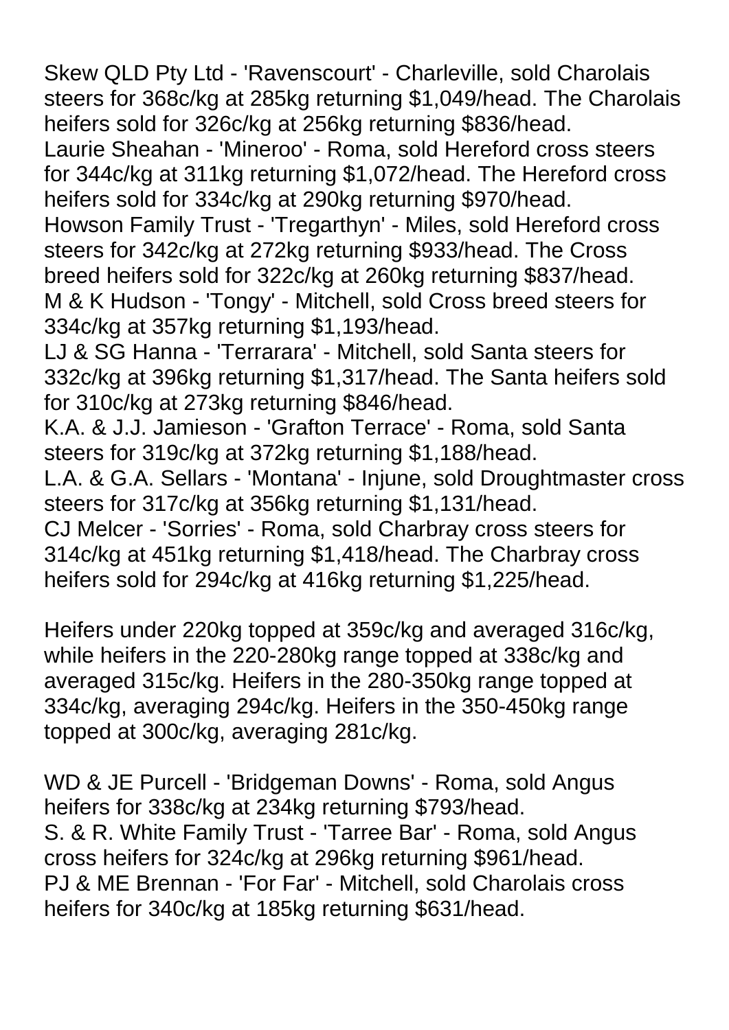Skew QLD Pty Ltd - 'Ravenscourt' - Charleville, sold Charolais steers for 368c/kg at 285kg returning $1,049/head. The Charolais heifers sold for 326c/kg at 256kg returning $836/head.
Laurie Sheahan - 'Mineroo' - Roma, sold Hereford cross steers for 344c/kg at 311kg returning $1,072/head. The Hereford cross heifers sold for 334c/kg at 290kg returning $970/head.
Howson Family Trust - 'Tregarthyn' - Miles, sold Hereford cross steers for 342c/kg at 272kg returning $933/head. The Cross breed heifers sold for 322c/kg at 260kg returning $837/head.
M & K Hudson - 'Tongy' - Mitchell, sold Cross breed steers for 334c/kg at 357kg returning $1,193/head.
LJ & SG Hanna - 'Terrarara' - Mitchell, sold Santa steers for 332c/kg at 396kg returning $1,317/head. The Santa heifers sold for 310c/kg at 273kg returning $846/head.
K.A. & J.J. Jamieson - 'Grafton Terrace' - Roma, sold Santa steers for 319c/kg at 372kg returning $1,188/head.
L.A. & G.A. Sellars - 'Montana' - Injune, sold Droughtmaster cross steers for 317c/kg at 356kg returning $1,131/head.
CJ Melcer - 'Sorries' - Roma, sold Charbray cross steers for 314c/kg at 451kg returning $1,418/head. The Charbray cross heifers sold for 294c/kg at 416kg returning $1,225/head.

Heifers under 220kg topped at 359c/kg and averaged 316c/kg, while heifers in the 220-280kg range topped at 338c/kg and averaged 315c/kg. Heifers in the 280-350kg range topped at 334c/kg, averaging 294c/kg. Heifers in the 350-450kg range topped at 300c/kg, averaging 281c/kg.

WD & JE Purcell - 'Bridgeman Downs' - Roma, sold Angus heifers for 338c/kg at 234kg returning $793/head.
S. & R. White Family Trust - 'Tarree Bar' - Roma, sold Angus cross heifers for 324c/kg at 296kg returning $961/head.
PJ & ME Brennan - 'For Far' - Mitchell, sold Charolais cross heifers for 340c/kg at 185kg returning $631/head.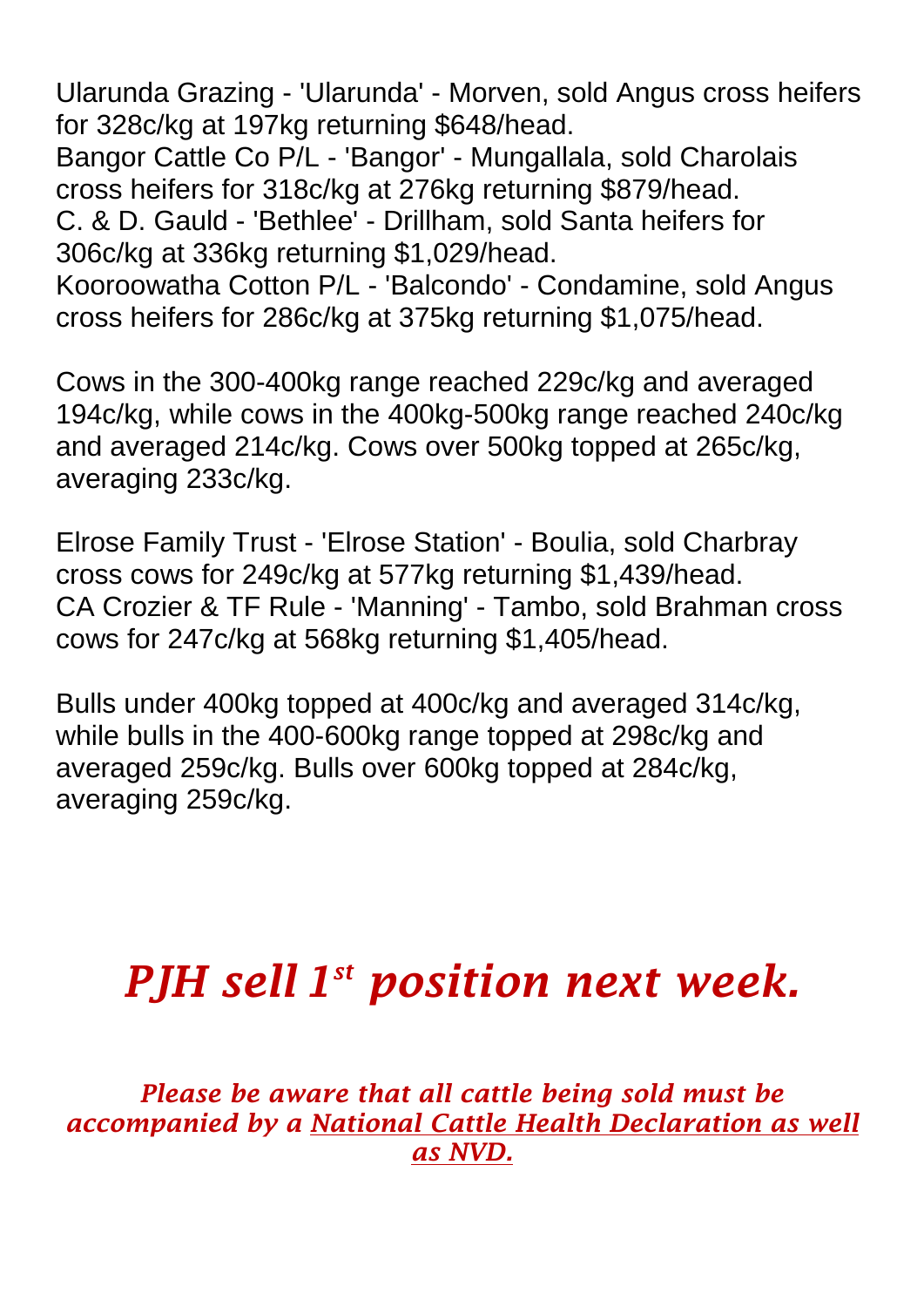Ularunda Grazing - 'Ularunda' - Morven, sold Angus cross heifers for 328c/kg at 197kg returning $648/head.
Bangor Cattle Co P/L - 'Bangor' - Mungallala, sold Charolais cross heifers for 318c/kg at 276kg returning $879/head.
C. & D. Gauld - 'Bethlee' - Drillham, sold Santa heifers for 306c/kg at 336kg returning $1,029/head.
Kooroowatha Cotton P/L - 'Balcondo' - Condamine, sold Angus cross heifers for 286c/kg at 375kg returning $1,075/head.

Cows in the 300-400kg range reached 229c/kg and averaged 194c/kg, while cows in the 400kg-500kg range reached 240c/kg and averaged 214c/kg. Cows over 500kg topped at 265c/kg, averaging 233c/kg.

Elrose Family Trust - 'Elrose Station' - Boulia, sold Charbray cross cows for 249c/kg at 577kg returning $1,439/head.
CA Crozier & TF Rule - 'Manning' - Tambo, sold Brahman cross cows for 247c/kg at 568kg returning $1,405/head.

Bulls under 400kg topped at 400c/kg and averaged 314c/kg, while bulls in the 400-600kg range topped at 298c/kg and averaged 259c/kg. Bulls over 600kg topped at 284c/kg, averaging 259c/kg.

## *PJH sell 1st position next week.*

***Please be aware that all cattle being sold must be accompanied by a National Cattle Health Declaration as well as NVD.***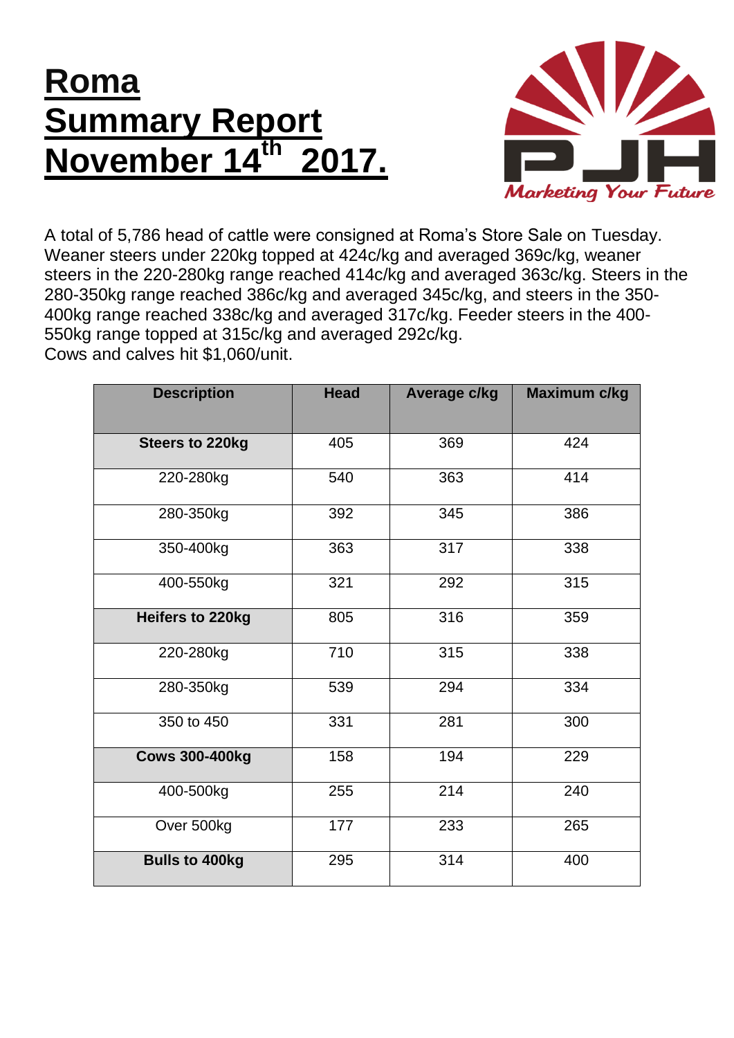# Roma Summary Report November 14th 2017.

PJH Marketing Your Future

A total of 5,786 head of cattle were consigned at Roma's Store Sale on Tuesday. Weaner steers under 220kg topped at 424c/kg and averaged 369c/kg, weaner steers in the 220-280kg range reached 414c/kg and averaged 363c/kg. Steers in the 280-350kg range reached 386c/kg and averaged 345c/kg, and steers in the 350-400kg range reached 338c/kg and averaged 317c/kg. Feeder steers in the 400-550kg range topped at 315c/kg and averaged 292c/kg.
Cows and calves hit $1,060/unit.

| Description | Head | Average c/kg | Maximum c/kg |
|---|---|---|---|
| **Steers to 220kg** | 405 | 369 | 424 |
| 220-280kg | 540 | 363 | 414 |
| 280-350kg | 392 | 345 | 386 |
| 350-400kg | 363 | 317 | 338 |
| 400-550kg | 321 | 292 | 315 |
| **Heifers to 220kg** | 805 | 316 | 359 |
| 220-280kg | 710 | 315 | 338 |
| 280-350kg | 539 | 294 | 334 |
| 350 to 450 | 331 | 281 | 300 |
| **Cows 300-400kg** | 158 | 194 | 229 |
| 400-500kg | 255 | 214 | 240 |
| Over 500kg | 177 | 233 | 265 |
| **Bulls to 400kg** | 295 | 314 | 400 |